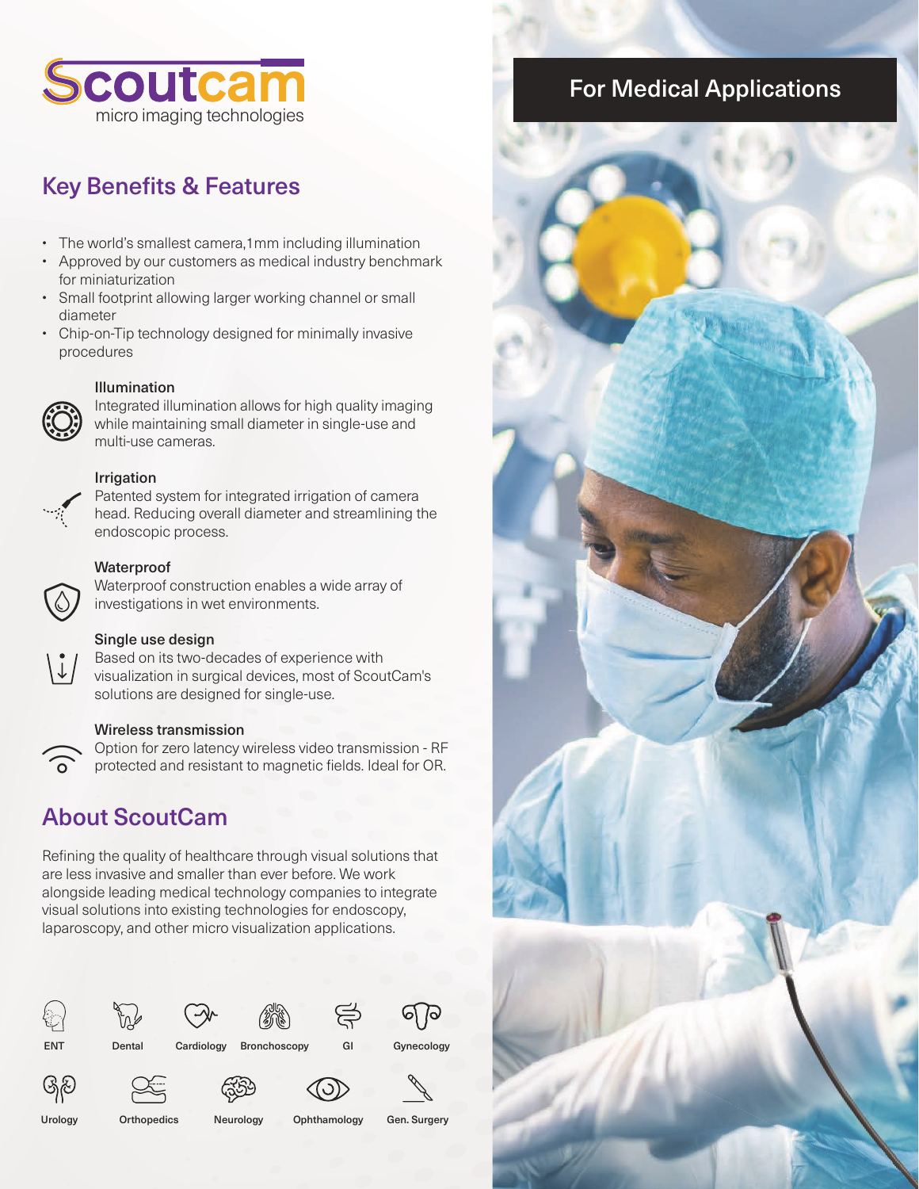# Scoutcam

micro imaging technologies

## For Medical Applications

## Key Benefits & Features

- The world's smallest camera,1mm including illumination
- Approved by our customers as medical industry benchmark for miniaturization
- Small footprint allowing larger working channel or small diameter
- Chip-on-Tip technology designed for minimally invasive procedures

### Illumination

Integrated illumination allows for high quality imaging while maintaining small diameter in single-use and multi-use cameras.

### Irrigation

Patented system for integrated irrigation of camera head. Reducing overall diameter and streamlining the endoscopic process.

### Waterproof

Waterproof construction enables a wide array of investigations in wet environments.

### Single use design

Based on its two-decades of experience with visualization in surgical devices, most of ScoutCam's solutions are designed for single-use.

### Wireless transmission

Option for zero latency wireless video transmission - RF protected and resistant to magnetic fields. Ideal for OR.

## About ScoutCam

Refining the quality of healthcare through visual solutions that are less invasive and smaller than ever before. We work alongside leading medical technology companies to integrate visual solutions into existing technologies for endoscopy, laparoscopy, and other micro visualization applications.

ENT, Dental, Cardiology, Bronchoscopy, GI, Gynecology, Urology, Orthopedics, Neurology, Ophthamology, Gen. Surgery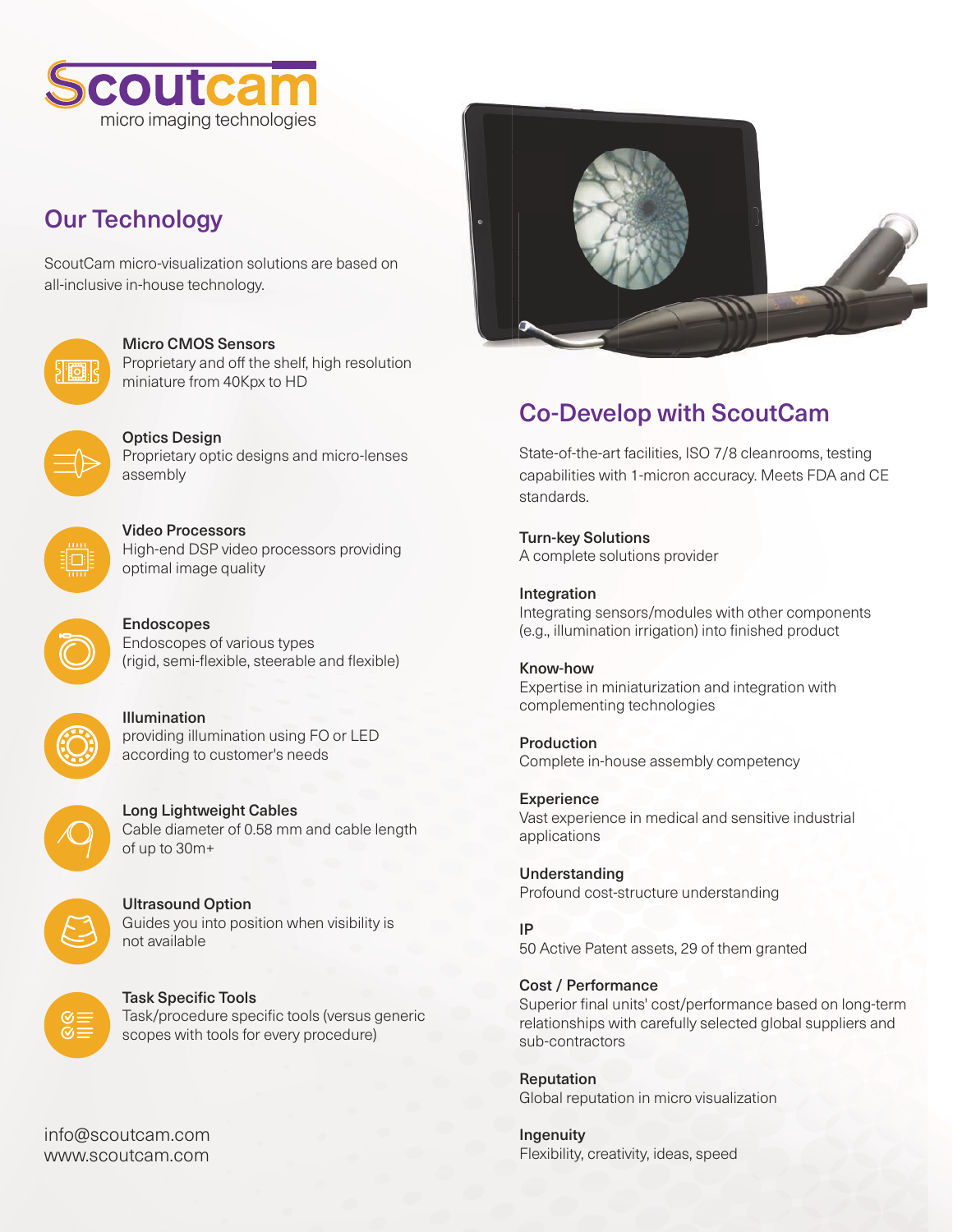# Scoutcam

micro imaging technologies

## Our Technology

ScoutCam micro-visualization solutions are based on all-inclusive in-house technology.

**Micro CMOS Sensors**
Proprietary and off the shelf, high resolution miniature from 40Kpx to HD

**Optics Design**
Proprietary optic designs and micro-lenses assembly

**Video Processors**
High-end DSP video processors providing optimal image quality

**Endoscopes**
Endoscopes of various types (rigid, semi-flexible, steerable and flexible)

**Illumination**
providing illumination using FO or LED according to customer's needs

**Long Lightweight Cables**
Cable diameter of 0.58 mm and cable length of up to 30m+

**Ultrasound Option**
Guides you into position when visibility is not available

**Task Specific Tools**
Task/procedure specific tools (versus generic scopes with tools for every procedure)

info@scoutcam.com
www.scoutcam.com

## Co-Develop with ScoutCam

State-of-the-art facilities, ISO 7/8 cleanrooms, testing capabilities with 1-micron accuracy. Meets FDA and CE standards.

**Turn-key Solutions**
A complete solutions provider

**Integration**
Integrating sensors/modules with other components (e.g., illumination irrigation) into finished product

**Know-how**
Expertise in miniaturization and integration with complementing technologies

**Production**
Complete in-house assembly competency

**Experience**
Vast experience in medical and sensitive industrial applications

**Understanding**
Profound cost-structure understanding

**IP**
50 Active Patent assets, 29 of them granted

**Cost / Performance**
Superior final units' cost/performance based on long-term relationships with carefully selected global suppliers and sub-contractors

**Reputation**
Global reputation in micro visualization

**Ingenuity**
Flexibility, creativity, ideas, speed